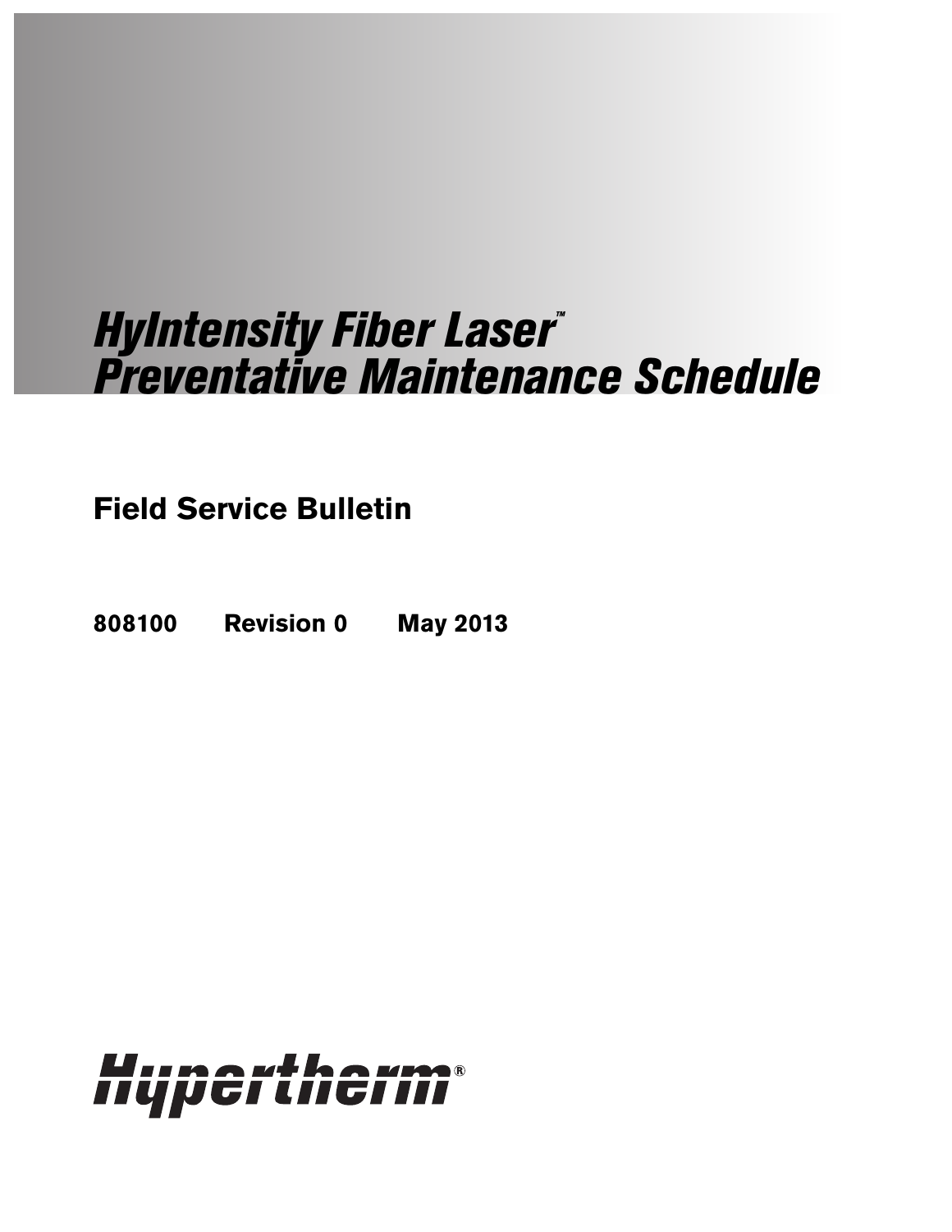# *HyIntensity Fiber Laser™ Preventative Maintenance Schedule*

## Field Service Bulletin

**808100 Revision 0 May 2013**

Hypertherm®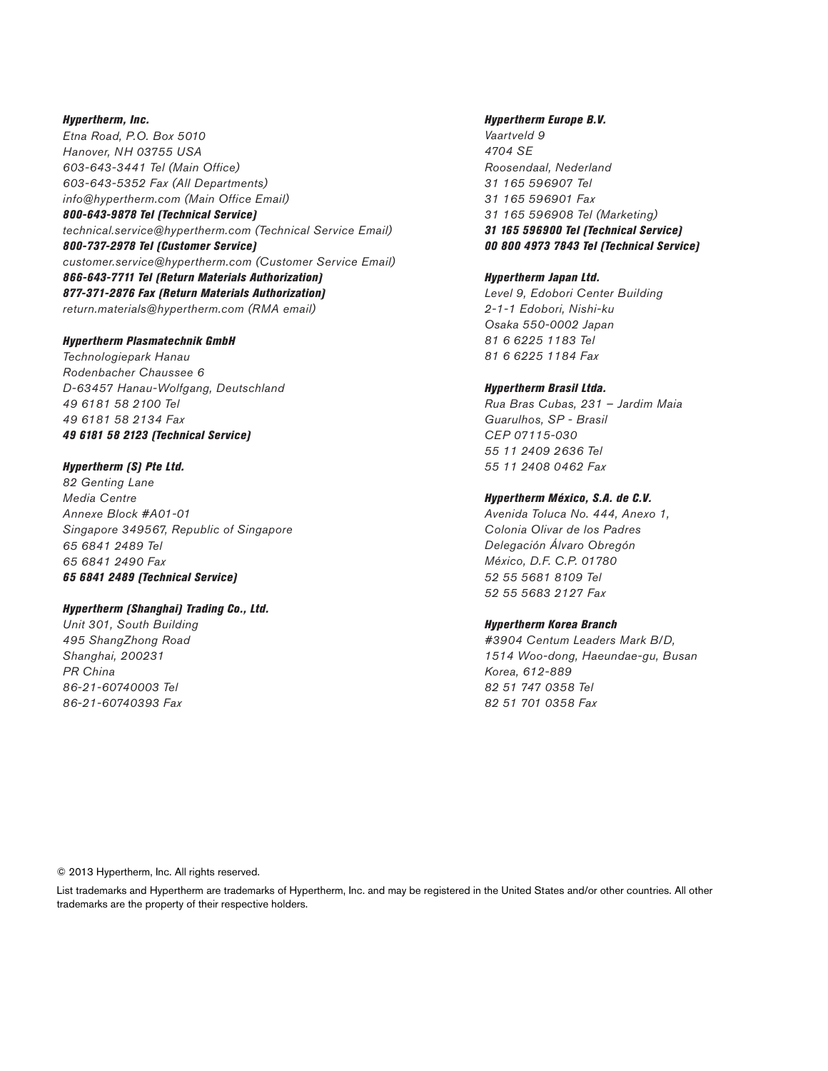***Hypertherm, Inc.***
*Etna Road, P.O. Box 5010*
*Hanover, NH 03755 USA*
*603-643-3441 Tel (Main Office)*
*603-643-5352 Fax (All Departments)*
*info@hypertherm.com (Main Office Email)*
***800-643-9878 Tel (Technical Service)***
*technical.service@hypertherm.com (Technical Service Email)*
***800-737-2978 Tel (Customer Service)***
*customer.service@hypertherm.com (Customer Service Email)*
***866-643-7711 Tel (Return Materials Authorization)***
***877-371-2876 Fax (Return Materials Authorization)***
*return.materials@hypertherm.com (RMA email)*

***Hypertherm Plasmatechnik GmbH***
*Technologiepark Hanau*
*Rodenbacher Chaussee 6*
*D-63457 Hanau-Wolfgang, Deutschland*
*49 6181 58 2100 Tel*
*49 6181 58 2134 Fax*
***49 6181 58 2123 (Technical Service)***

***Hypertherm (S) Pte Ltd.***
*82 Genting Lane*
*Media Centre*
*Annexe Block #A01-01*
*Singapore 349567, Republic of Singapore*
*65 6841 2489 Tel*
*65 6841 2490 Fax*
***65 6841 2489 (Technical Service)***

***Hypertherm (Shanghai) Trading Co., Ltd.***
*Unit 301, South Building*
*495 ShangZhong Road*
*Shanghai, 200231*
*PR China*
*86-21-60740003 Tel*
*86-21-60740393 Fax*

***Hypertherm Europe B.V.***
*Vaartveld 9*
*4704 SE*
*Roosendaal, Nederland*
*31 165 596907 Tel*
*31 165 596901 Fax*
*31 165 596908 Tel (Marketing)*
***31 165 596900 Tel (Technical Service)***
***00 800 4973 7843 Tel (Technical Service)***

***Hypertherm Japan Ltd.***
*Level 9, Edobori Center Building*
*2-1-1 Edobori, Nishi-ku*
*Osaka 550-0002 Japan*
*81 6 6225 1183 Tel*
*81 6 6225 1184 Fax*

***Hypertherm Brasil Ltda.***
*Rua Bras Cubas, 231 – Jardim Maia*
*Guarulhos, SP - Brasil*
*CEP 07115-030*
*55 11 2409 2636 Tel*
*55 11 2408 0462 Fax*

***Hypertherm México, S.A. de C.V.***
*Avenida Toluca No. 444, Anexo 1,*
*Colonia Olivar de los Padres*
*Delegación Álvaro Obregón*
*México, D.F. C.P. 01780*
*52 55 5681 8109 Tel*
*52 55 5683 2127 Fax*

***Hypertherm Korea Branch***
*#3904 Centum Leaders Mark B/D,*
*1514 Woo-dong, Haeundae-gu, Busan*
*Korea, 612-889*
*82 51 747 0358 Tel*
*82 51 701 0358 Fax*

© 2013 Hypertherm, Inc. All rights reserved.

List trademarks and Hypertherm are trademarks of Hypertherm, Inc. and may be registered in the United States and/or other countries. All other trademarks are the property of their respective holders.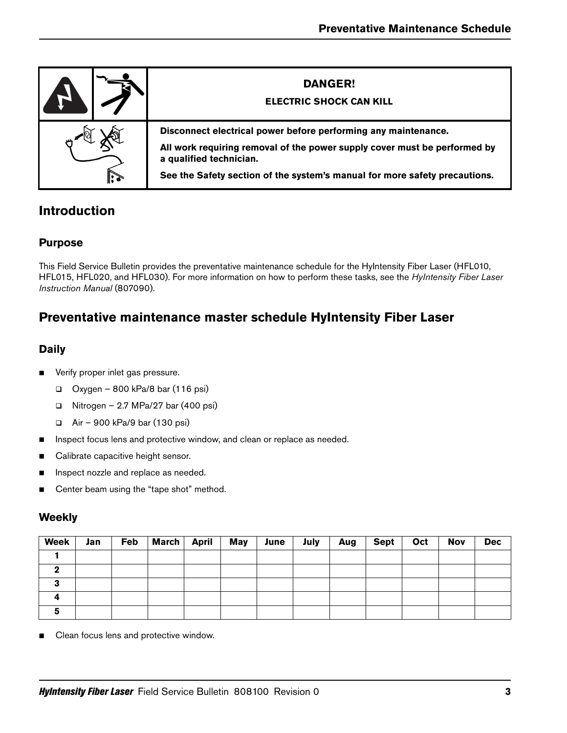| | **DANGER!** **ELECTRIC SHOCK CAN KILL** |
|---|---|
| | **Disconnect electrical power before performing any maintenance.** **All work requiring removal of the power supply cover must be performed by a qualified technician.** **See the Safety section of the system's manual for more safety precautions.** |

## Introduction

### Purpose

This Field Service Bulletin provides the preventative maintenance schedule for the HyIntensity Fiber Laser (HFL010, HFL015, HFL020, and HFL030). For more information on how to perform these tasks, see the *HyIntensity Fiber Laser Instruction Manual* (807090).

## Preventative maintenance master schedule HyIntensity Fiber Laser

### Daily

- Verify proper inlet gas pressure.
  - Oxygen – 800 kPa/8 bar (116 psi)
  - Nitrogen – 2.7 MPa/27 bar (400 psi)
  - Air – 900 kPa/9 bar (130 psi)
- Inspect focus lens and protective window, and clean or replace as needed.
- Calibrate capacitive height sensor.
- Inspect nozzle and replace as needed.
- Center beam using the "tape shot" method.

### Weekly

| Week | Jan | Feb | March | April | May | June | July | Aug | Sept | Oct | Nov | Dec |
|---|---|---|---|---|---|---|---|---|---|---|---|---|
| **1** | | | | | | | | | | | | |
| **2** | | | | | | | | | | | | |
| **3** | | | | | | | | | | | | |
| **4** | | | | | | | | | | | | |
| **5** | | | | | | | | | | | | |

- Clean focus lens and protective window.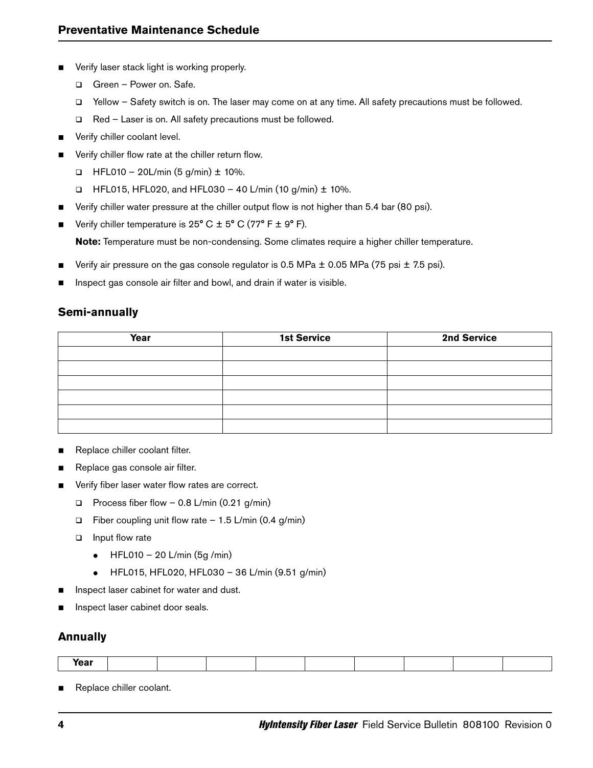## Preventative Maintenance Schedule

- Verify laser stack light is working properly.
  - Green – Power on. Safe.
  - Yellow – Safety switch is on. The laser may come on at any time. All safety precautions must be followed.
  - Red – Laser is on. All safety precautions must be followed.
- Verify chiller coolant level.
- Verify chiller flow rate at the chiller return flow.
  - HFL010 – 20L/min (5 g/min) ± 10%.
  - HFL015, HFL020, and HFL030 – 40 L/min (10 g/min) ± 10%.
- Verify chiller water pressure at the chiller output flow is not higher than 5.4 bar (80 psi).
- Verify chiller temperature is 25° C ± 5° C (77° F ± 9° F).

  **Note:** Temperature must be non-condensing. Some climates require a higher chiller temperature.

- Verify air pressure on the gas console regulator is 0.5 MPa ± 0.05 MPa (75 psi ± 7.5 psi).
- Inspect gas console air filter and bowl, and drain if water is visible.

### Semi-annually

| Year | 1st Service | 2nd Service |
|---|---|---|
| | | |
| | | |
| | | |
| | | |
| | | |
| | | |

- Replace chiller coolant filter.
- Replace gas console air filter.
- Verify fiber laser water flow rates are correct.
  - Process fiber flow – 0.8 L/min (0.21 g/min)
  - Fiber coupling unit flow rate – 1.5 L/min (0.4 g/min)
  - Input flow rate
    - HFL010 – 20 L/min (5g /min)
    - HFL015, HFL020, HFL030 – 36 L/min (9.51 g/min)
- Inspect laser cabinet for water and dust.
- Inspect laser cabinet door seals.

### Annually

| Year | | | | | | | | | |
|---|---|---|---|---|---|---|---|---|---|

- Replace chiller coolant.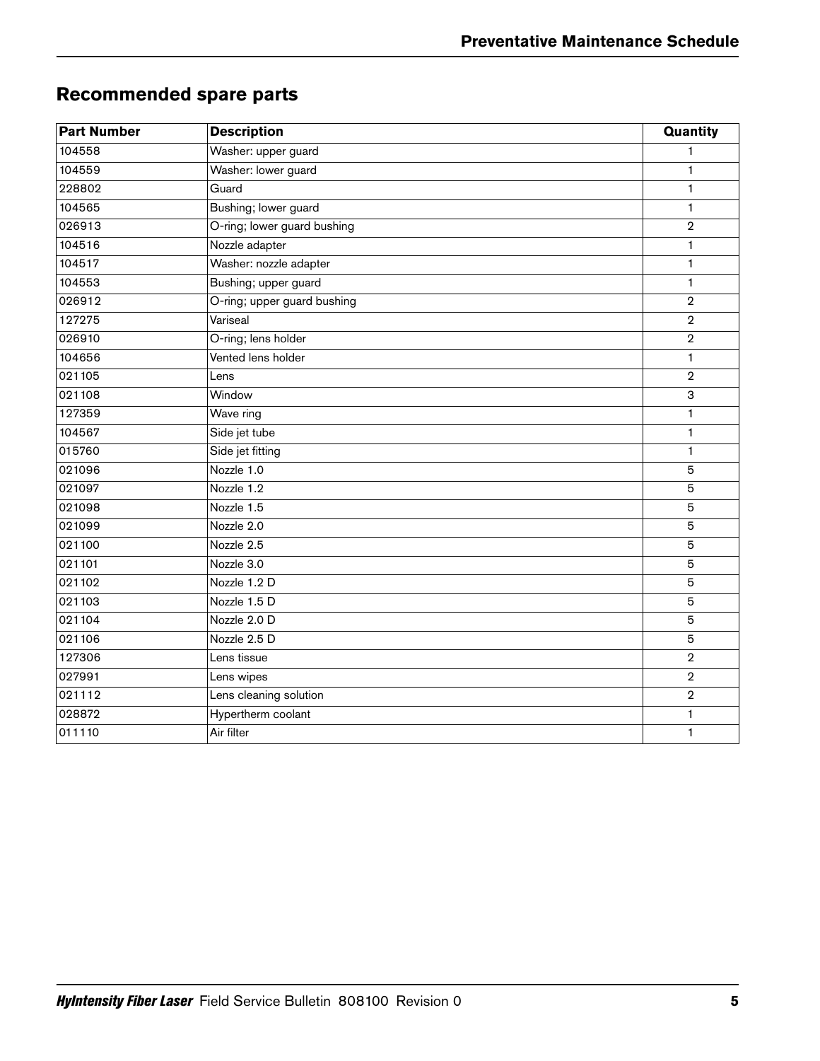## Recommended spare parts

| Part Number | Description | Quantity |
|---|---|---|
| 104558 | Washer: upper guard | 1 |
| 104559 | Washer: lower guard | 1 |
| 228802 | Guard | 1 |
| 104565 | Bushing; lower guard | 1 |
| 026913 | O-ring; lower guard bushing | 2 |
| 104516 | Nozzle adapter | 1 |
| 104517 | Washer: nozzle adapter | 1 |
| 104553 | Bushing; upper guard | 1 |
| 026912 | O-ring; upper guard bushing | 2 |
| 127275 | Variseal | 2 |
| 026910 | O-ring; lens holder | 2 |
| 104656 | Vented lens holder | 1 |
| 021105 | Lens | 2 |
| 021108 | Window | 3 |
| 127359 | Wave ring | 1 |
| 104567 | Side jet tube | 1 |
| 015760 | Side jet fitting | 1 |
| 021096 | Nozzle 1.0 | 5 |
| 021097 | Nozzle 1.2 | 5 |
| 021098 | Nozzle 1.5 | 5 |
| 021099 | Nozzle 2.0 | 5 |
| 021100 | Nozzle 2.5 | 5 |
| 021101 | Nozzle 3.0 | 5 |
| 021102 | Nozzle 1.2 D | 5 |
| 021103 | Nozzle 1.5 D | 5 |
| 021104 | Nozzle 2.0 D | 5 |
| 021106 | Nozzle 2.5 D | 5 |
| 127306 | Lens tissue | 2 |
| 027991 | Lens wipes | 2 |
| 021112 | Lens cleaning solution | 2 |
| 028872 | Hypertherm coolant | 1 |
| 011110 | Air filter | 1 |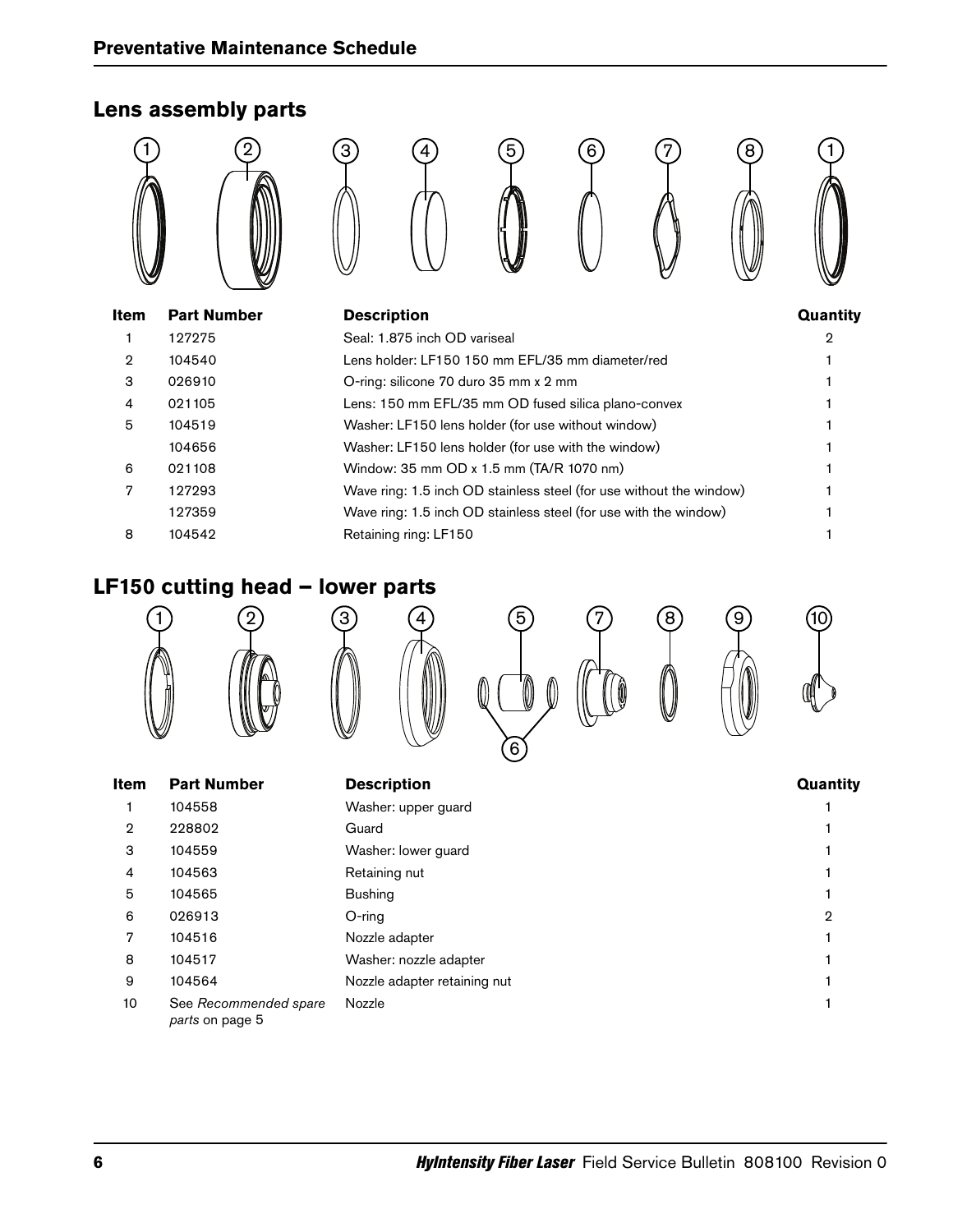## Lens assembly parts

1 2 3 4 5 6 7 8 1

| Item | Part Number | Description | Quantity |
|---|---|---|---|
| 1 | 127275 | Seal: 1.875 inch OD variseal | 2 |
| 2 | 104540 | Lens holder: LF150 150 mm EFL/35 mm diameter/red | 1 |
| 3 | 026910 | O-ring: silicone 70 duro 35 mm x 2 mm | 1 |
| 4 | 021105 | Lens: 150 mm EFL/35 mm OD fused silica plano-convex | 1 |
| 5 | 104519 | Washer: LF150 lens holder (for use without window) | 1 |
|  | 104656 | Washer: LF150 lens holder (for use with the window) | 1 |
| 6 | 021108 | Window: 35 mm OD x 1.5 mm (TA/R 1070 nm) | 1 |
| 7 | 127293 | Wave ring: 1.5 inch OD stainless steel (for use without the window) | 1 |
|  | 127359 | Wave ring: 1.5 inch OD stainless steel (for use with the window) | 1 |
| 8 | 104542 | Retaining ring: LF150 | 1 |

## LF150 cutting head – lower parts

1 2 3 4 5 7 8 9 10

6

| Item | Part Number | Description | Quantity |
|---|---|---|---|
| 1 | 104558 | Washer: upper guard | 1 |
| 2 | 228802 | Guard | 1 |
| 3 | 104559 | Washer: lower guard | 1 |
| 4 | 104563 | Retaining nut | 1 |
| 5 | 104565 | Bushing | 1 |
| 6 | 026913 | O-ring | 2 |
| 7 | 104516 | Nozzle adapter | 1 |
| 8 | 104517 | Washer: nozzle adapter | 1 |
| 9 | 104564 | Nozzle adapter retaining nut | 1 |
| 10 | See *Recommended spare parts* on page 5 | Nozzle | 1 |